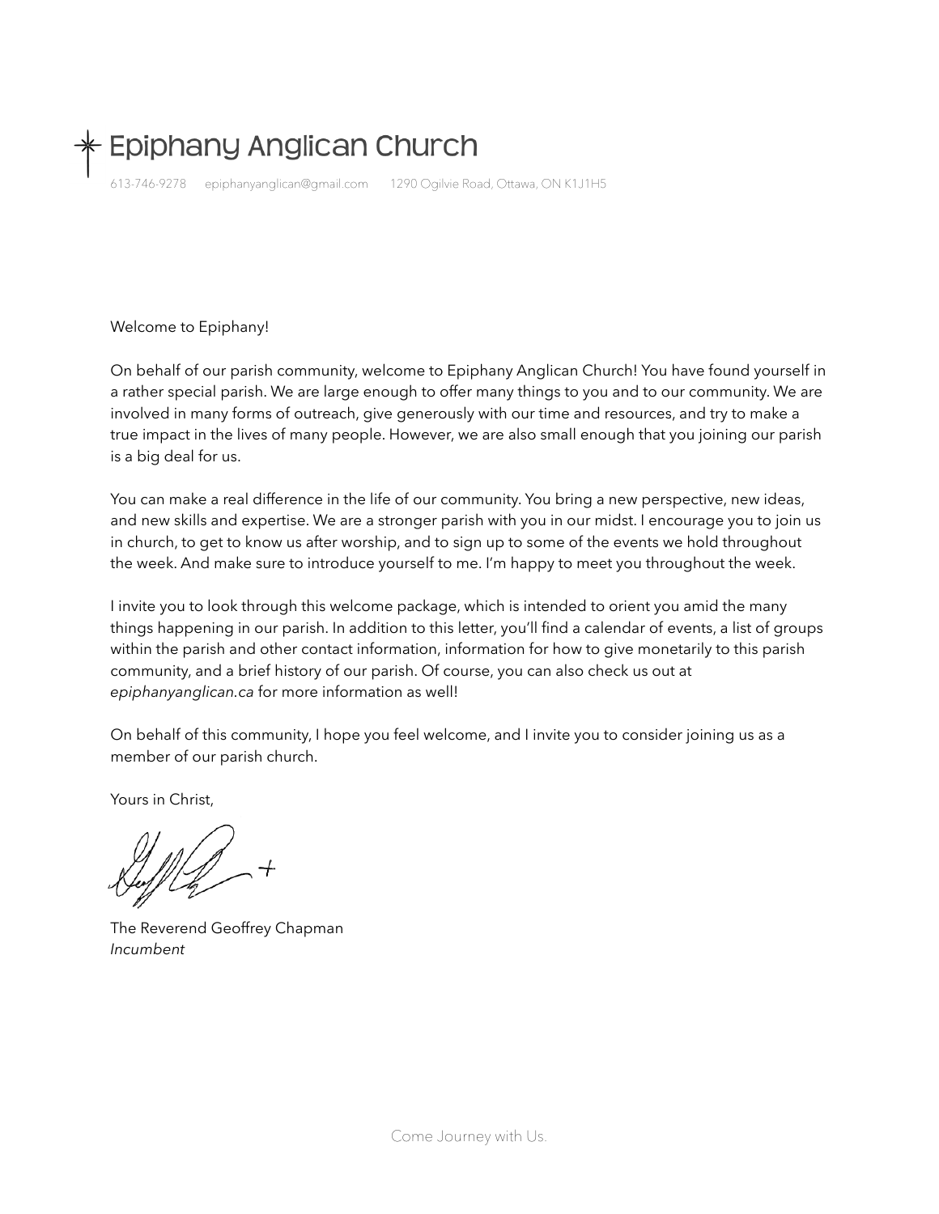# Epiphany Anglican Church

613-746-9278 epiphanyanglican@gmail.com 1290 Ogilvie Road, Ottawa, ON K1J1H5

Welcome to Epiphany!

On behalf of our parish community, welcome to Epiphany Anglican Church! You have found yourself in a rather special parish. We are large enough to offer many things to you and to our community. We are involved in many forms of outreach, give generously with our time and resources, and try to make a true impact in the lives of many people. However, we are also small enough that you joining our parish is a big deal for us.

You can make a real difference in the life of our community. You bring a new perspective, new ideas, and new skills and expertise. We are a stronger parish with you in our midst. I encourage you to join us in church, to get to know us after worship, and to sign up to some of the events we hold throughout the week. And make sure to introduce yourself to me. I'm happy to meet you throughout the week.

I invite you to look through this welcome package, which is intended to orient you amid the many things happening in our parish. In addition to this letter, you'll find a calendar of events, a list of groups within the parish and other contact information, information for how to give monetarily to this parish community, and a brief history of our parish. Of course, you can also check us out at *epiphanyanglican.ca* for more information as well!

On behalf of this community, I hope you feel welcome, and I invite you to consider joining us as a member of our parish church.

Yours in Christ,

The Reverend Geoffrey Chapman
*Incumbent*

Come Journey with Us.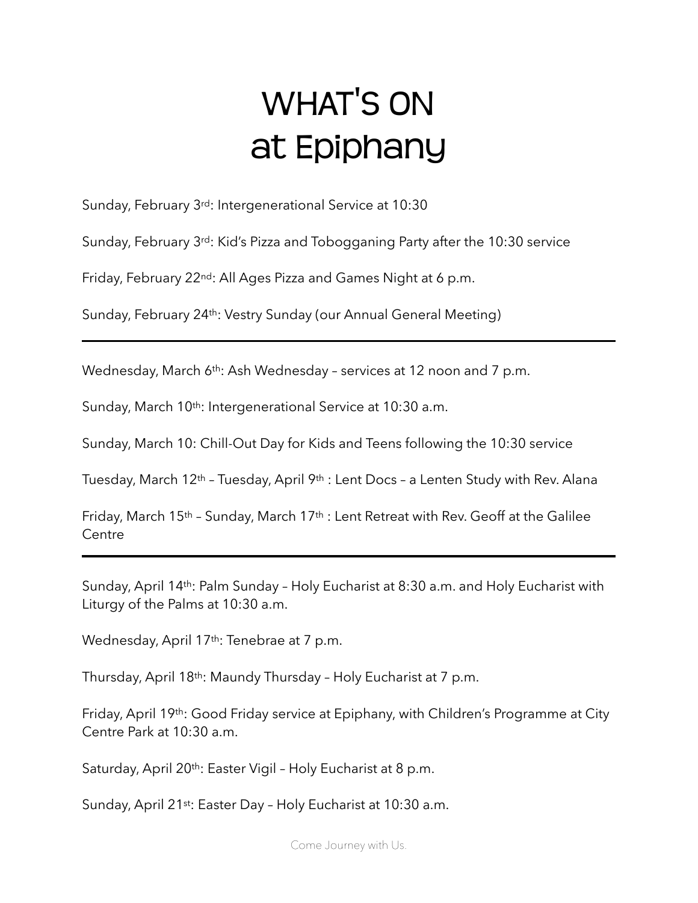# WHAT'S ON
# at Epiphany

Sunday, February 3rd: Intergenerational Service at 10:30

Sunday, February 3rd: Kid's Pizza and Tobogganing Party after the 10:30 service

Friday, February 22nd: All Ages Pizza and Games Night at 6 p.m.

Sunday, February 24th: Vestry Sunday (our Annual General Meeting)

---

Wednesday, March 6th: Ash Wednesday – services at 12 noon and 7 p.m.

Sunday, March 10th: Intergenerational Service at 10:30 a.m.

Sunday, March 10: Chill-Out Day for Kids and Teens following the 10:30 service

Tuesday, March 12th – Tuesday, April 9th : Lent Docs – a Lenten Study with Rev. Alana

Friday, March 15th – Sunday, March 17th : Lent Retreat with Rev. Geoff at the Galilee Centre

---

Sunday, April 14th: Palm Sunday – Holy Eucharist at 8:30 a.m. and Holy Eucharist with Liturgy of the Palms at 10:30 a.m.

Wednesday, April 17th: Tenebrae at 7 p.m.

Thursday, April 18th: Maundy Thursday – Holy Eucharist at 7 p.m.

Friday, April 19th: Good Friday service at Epiphany, with Children's Programme at City Centre Park at 10:30 a.m.

Saturday, April 20th: Easter Vigil – Holy Eucharist at 8 p.m.

Sunday, April 21st: Easter Day – Holy Eucharist at 10:30 a.m.

Come Journey with Us.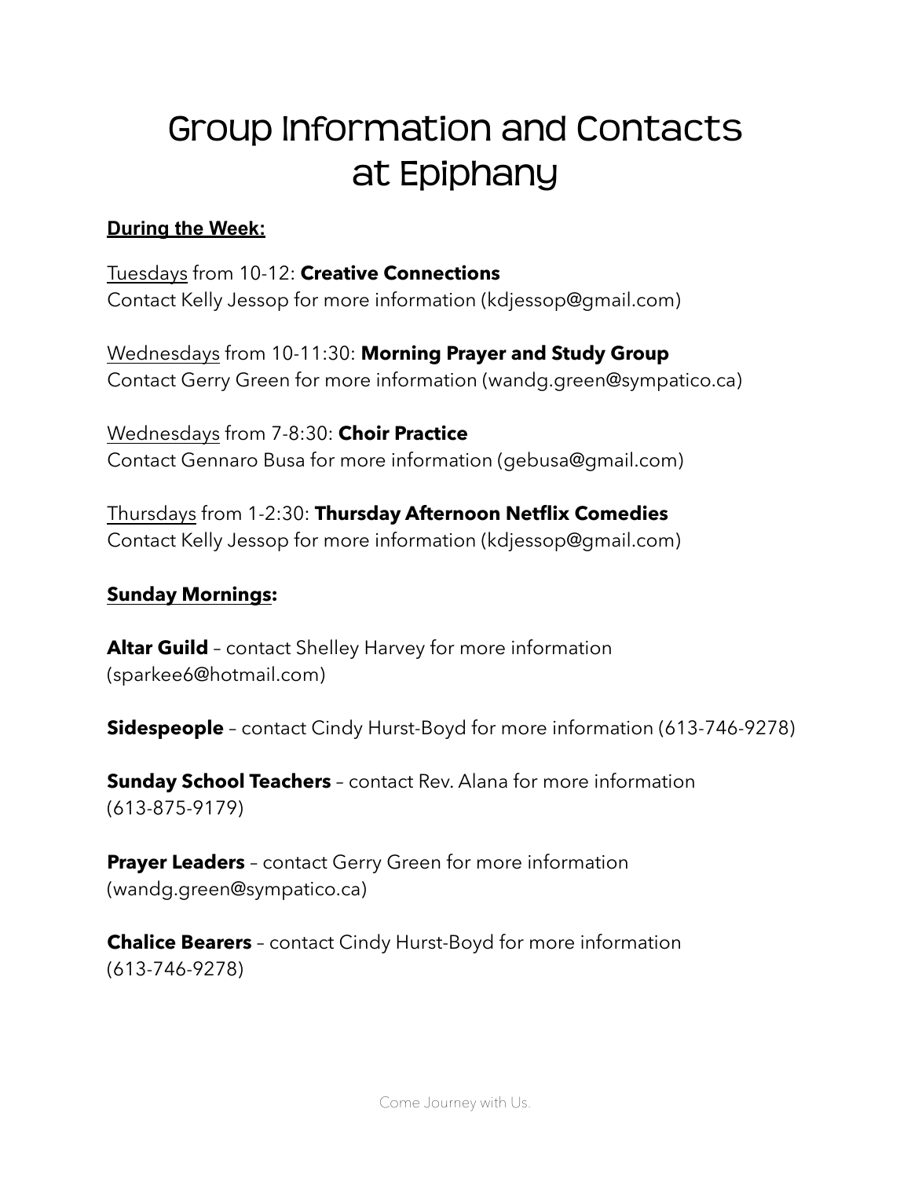# Group Information and Contacts at Epiphany

**During the Week:**

Tuesdays from 10-12: **Creative Connections**
Contact Kelly Jessop for more information (kdjessop@gmail.com)

Wednesdays from 10-11:30: **Morning Prayer and Study Group**
Contact Gerry Green for more information (wandg.green@sympatico.ca)

Wednesdays from 7-8:30: **Choir Practice**
Contact Gennaro Busa for more information (gebusa@gmail.com)

Thursdays from 1-2:30: **Thursday Afternoon Netflix Comedies**
Contact Kelly Jessop for more information (kdjessop@gmail.com)

**Sunday Mornings:**

**Altar Guild** – contact Shelley Harvey for more information (sparkee6@hotmail.com)

**Sidespeople** – contact Cindy Hurst-Boyd for more information (613-746-9278)

**Sunday School Teachers** – contact Rev. Alana for more information (613-875-9179)

**Prayer Leaders** – contact Gerry Green for more information (wandg.green@sympatico.ca)

**Chalice Bearers** – contact Cindy Hurst-Boyd for more information (613-746-9278)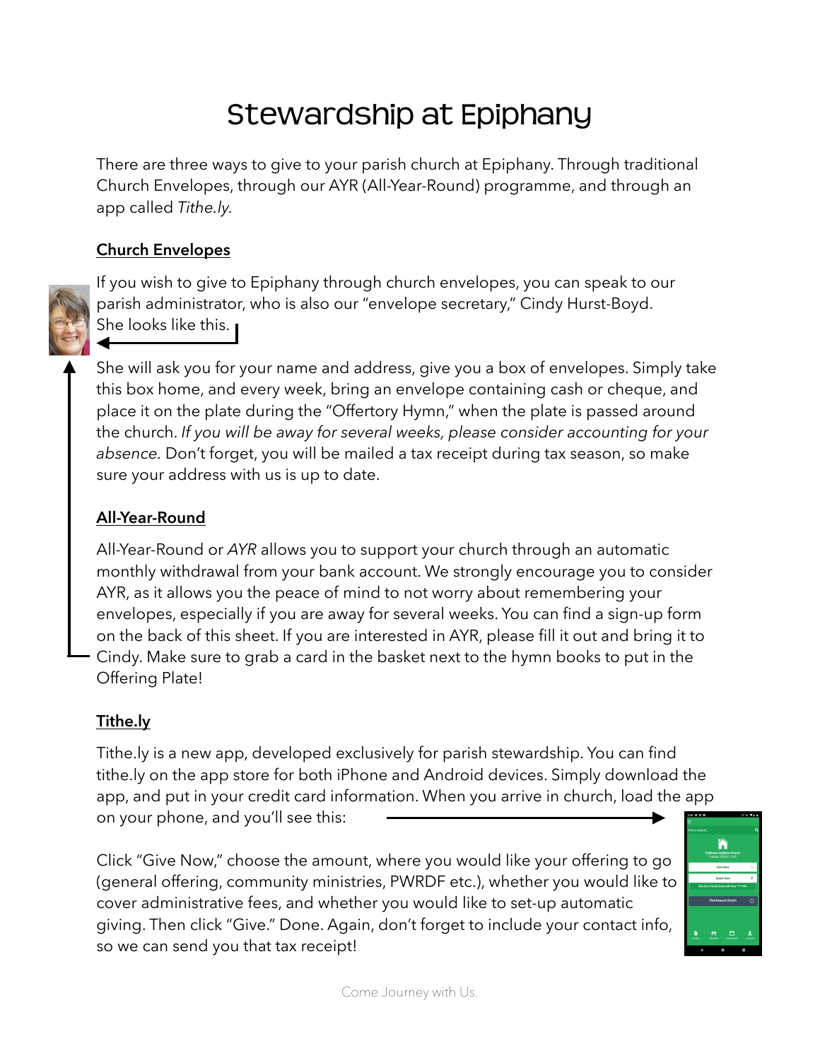# Stewardship at Epiphany

There are three ways to give to your parish church at Epiphany. Through traditional Church Envelopes, through our AYR (All-Year-Round) programme, and through an app called *Tithe.ly*.

## Church Envelopes

If you wish to give to Epiphany through church envelopes, you can speak to our parish administrator, who is also our "envelope secretary," Cindy Hurst-Boyd. She looks like this.

She will ask you for your name and address, give you a box of envelopes. Simply take this box home, and every week, bring an envelope containing cash or cheque, and place it on the plate during the "Offertory Hymn," when the plate is passed around the church. *If you will be away for several weeks, please consider accounting for your absence.* Don't forget, you will be mailed a tax receipt during tax season, so make sure your address with us is up to date.

## All-Year-Round

All-Year-Round or *AYR* allows you to support your church through an automatic monthly withdrawal from your bank account. We strongly encourage you to consider AYR, as it allows you the peace of mind to not worry about remembering your envelopes, especially if you are away for several weeks. You can find a sign-up form on the back of this sheet. If you are interested in AYR, please fill it out and bring it to Cindy. Make sure to grab a card in the basket next to the hymn books to put in the Offering Plate!

## Tithe.ly

Tithe.ly is a new app, developed exclusively for parish stewardship. You can find tithe.ly on the app store for both iPhone and Android devices. Simply download the app, and put in your credit card information. When you arrive in church, load the app on your phone, and you'll see this:

Click "Give Now," choose the amount, where you would like your offering to go (general offering, community ministries, PWRDF etc.), whether you would like to cover administrative fees, and whether you would like to set-up automatic giving. Then click "Give." Done. Again, don't forget to include your contact info, so we can send you that tax receipt!

Come Journey with Us.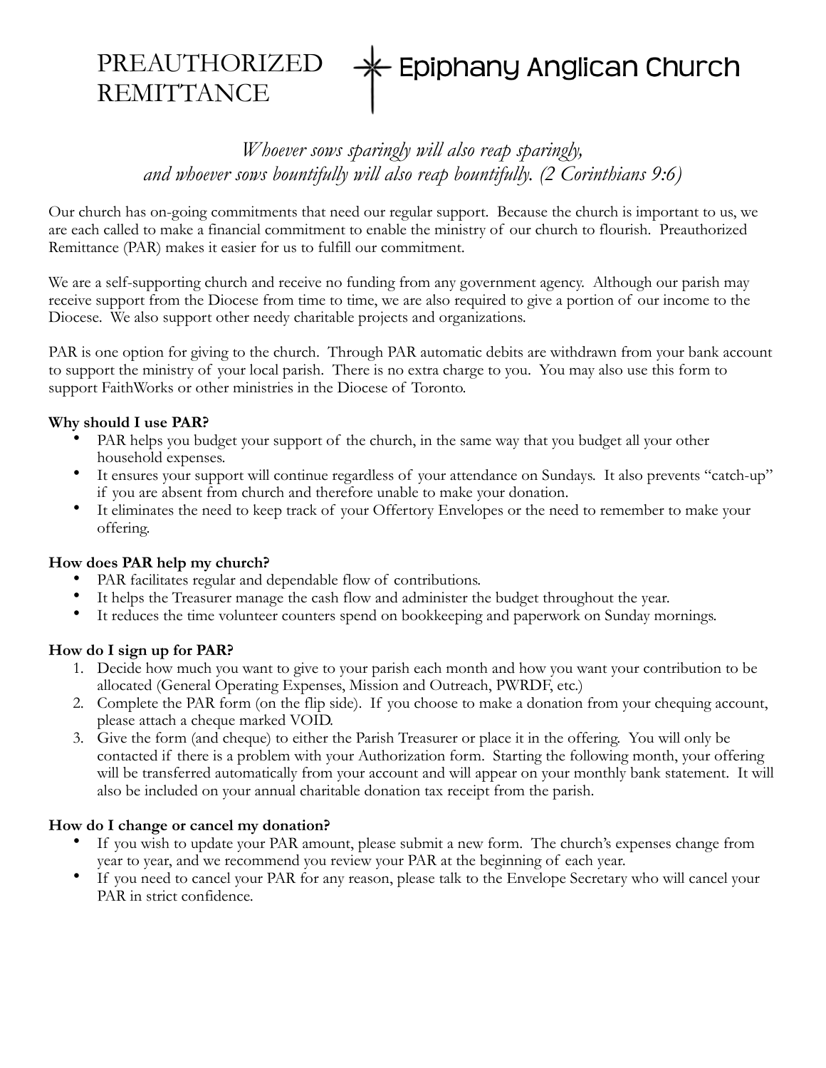# PREAUTHORIZED REMITTANCE

## Epiphany Anglican Church

*Whoever sows sparingly will also reap sparingly,*
*and whoever sows bountifully will also reap bountifully. (2 Corinthians 9:6)*

Our church has on-going commitments that need our regular support. Because the church is important to us, we are each called to make a financial commitment to enable the ministry of our church to flourish. Preauthorized Remittance (PAR) makes it easier for us to fulfill our commitment.

We are a self-supporting church and receive no funding from any government agency. Although our parish may receive support from the Diocese from time to time, we are also required to give a portion of our income to the Diocese. We also support other needy charitable projects and organizations.

PAR is one option for giving to the church. Through PAR automatic debits are withdrawn from your bank account to support the ministry of your local parish. There is no extra charge to you. You may also use this form to support FaithWorks or other ministries in the Diocese of Toronto.

**Why should I use PAR?**

- PAR helps you budget your support of the church, in the same way that you budget all your other household expenses.
- It ensures your support will continue regardless of your attendance on Sundays. It also prevents "catch-up" if you are absent from church and therefore unable to make your donation.
- It eliminates the need to keep track of your Offertory Envelopes or the need to remember to make your offering.

**How does PAR help my church?**

- PAR facilitates regular and dependable flow of contributions.
- It helps the Treasurer manage the cash flow and administer the budget throughout the year.
- It reduces the time volunteer counters spend on bookkeeping and paperwork on Sunday mornings.

**How do I sign up for PAR?**

1. Decide how much you want to give to your parish each month and how you want your contribution to be allocated (General Operating Expenses, Mission and Outreach, PWRDF, etc.)
2. Complete the PAR form (on the flip side). If you choose to make a donation from your chequing account, please attach a cheque marked VOID.
3. Give the form (and cheque) to either the Parish Treasurer or place it in the offering. You will only be contacted if there is a problem with your Authorization form. Starting the following month, your offering will be transferred automatically from your account and will appear on your monthly bank statement. It will also be included on your annual charitable donation tax receipt from the parish.

**How do I change or cancel my donation?**

- If you wish to update your PAR amount, please submit a new form. The church's expenses change from year to year, and we recommend you review your PAR at the beginning of each year.
- If you need to cancel your PAR for any reason, please talk to the Envelope Secretary who will cancel your PAR in strict confidence.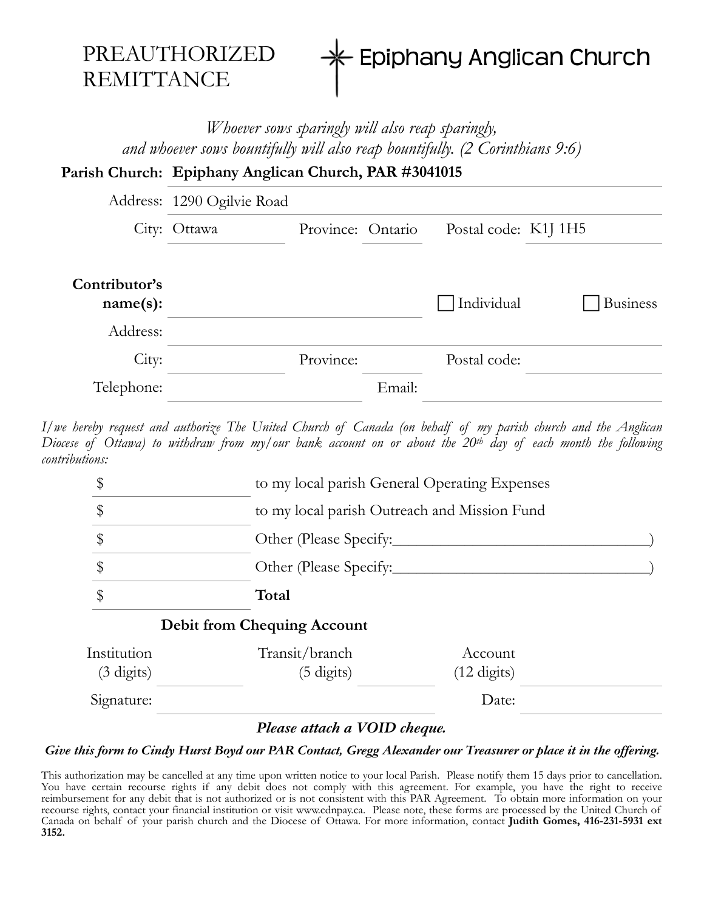# PREAUTHORIZED REMITTANCE

Epiphany Anglican Church

*Whoever sows sparingly will also reap sparingly,*
*and whoever sows bountifully will also reap bountifully. (2 Corinthians 9:6)*

**Parish Church:** **Epiphany Anglican Church, PAR #3041015**

Address: 1290 Ogilvie Road

City: Ottawa Province: Ontario Postal code: K1J 1H5

**Contributor's name(s):** ______________________ ☐ Individual ☐ Business

Address: ______________________

City: __________ Province: __________ Postal code: __________

Telephone: __________ Email: __________

*I/we hereby request and authorize The United Church of Canada (on behalf of my parish church and the Anglican Diocese of Ottawa) to withdraw from my/our bank account on or about the 20th day of each month the following contributions:*

| | |
|---|---|
| $ | to my local parish General Operating Expenses |
| $ | to my local parish Outreach and Mission Fund |
| $ | Other (Please Specify:________________________________) |
| $ | Other (Please Specify:________________________________) |
| $ | **Total** |

**Debit from Chequing Account**

Institution (3 digits) __________ Transit/branch (5 digits) __________ Account (12 digits) __________

Signature: ______________________ Date: __________

***Please attach a VOID cheque.***

***Give this form to Cindy Hurst Boyd our PAR Contact, Gregg Alexander our Treasurer or place it in the offering.***

This authorization may be cancelled at any time upon written notice to your local Parish. Please notify them 15 days prior to cancellation. You have certain recourse rights if any debit does not comply with this agreement. For example, you have the right to receive reimbursement for any debit that is not authorized or is not consistent with this PAR Agreement. To obtain more information on your recourse rights, contact your financial institution or visit www.cdnpay.ca. Please note, these forms are processed by the United Church of Canada on behalf of your parish church and the Diocese of Ottawa. For more information, contact **Judith Gomes, 416-231-5931 ext 3152.**